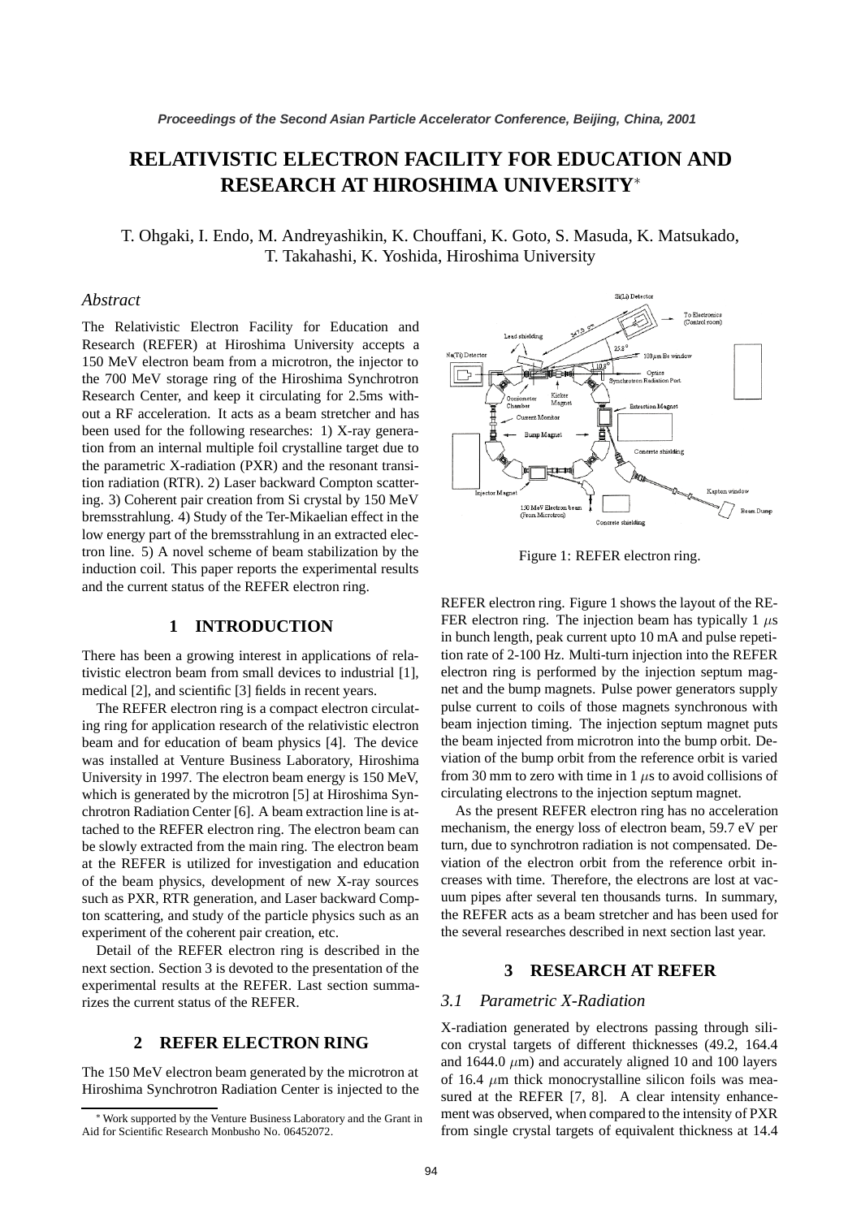# RELATIVISTIC ELECTRON FACILITY FOR EDUCATION AND RESEARCH AT HIROSHIMA UNIVERSITY*

T. Ohgaki, I. Endo, M. Andreyashikin, K. Chouffani, K. Goto, S. Masuda, K. Matsukado, T. Takahashi, K. Yoshida, Hiroshima University

### *Abstract*

The Relativistic Electron Facility for Education and Research (REFER) at Hiroshima University accepts a 150 MeV electron beam from a microtron, the injector to the 700 MeV storage ring of the Hiroshima Synchrotron Research Center, and keep it circulating for 2.5ms without a RF acceleration. It acts as a beam stretcher and has been used for the following researches: 1) X-ray generation from an internal multiple foil crystalline target due to the parametric X-radiation (PXR) and the resonant transition radiation (RTR). 2) Laser backward Compton scattering. 3) Coherent pair creation from Si crystal by 150 MeV bremsstrahlung. 4) Study of the Ter-Mikaelian effect in the low energy part of the bremsstrahlung in an extracted electron line. 5) A novel scheme of beam stabilization by the induction coil. This paper reports the experimental results and the current status of the REFER electron ring.

## 1 INTRODUCTION

There has been a growing interest in applications of relativistic electron beam from small devices to industrial [1], medical [2], and scientific [3] fields in recent years.

The REFER electron ring is a compact electron circulating ring for application research of the relativistic electron beam and for education of beam physics [4]. The device was installed at Venture Business Laboratory, Hiroshima University in 1997. The electron beam energy is 150 MeV, which is generated by the microtron [5] at Hiroshima Synchrotron Radiation Center [6]. A beam extraction line is attached to the REFER electron ring. The electron beam can be slowly extracted from the main ring. The electron beam at the REFER is utilized for investigation and education of the beam physics, development of new X-ray sources such as PXR, RTR generation, and Laser backward Compton scattering, and study of the particle physics such as an experiment of the coherent pair creation, etc.

Detail of the REFER electron ring is described in the next section. Section 3 is devoted to the presentation of the experimental results at the REFER. Last section summarizes the current status of the REFER.

## 2 REFER ELECTRON RING

The 150 MeV electron beam generated by the microtron at Hiroshima Synchrotron Radiation Center is injected to the REFER electron ring. Figure 1 shows the layout of the REFER electron ring. The injection beam has typically 1 $\mu$s in bunch length, peak current upto 10 mA and pulse repetition rate of 2-100 Hz. Multi-turn injection into the REFER electron ring is performed by the injection septum magnet and the bump magnets. Pulse power generators supply pulse current to coils of those magnets synchronous with beam injection timing. The injection septum magnet puts the beam injected from microtron into the bump orbit. Deviation of the bump orbit from the reference orbit is varied from 30 mm to zero with time in 1 $\mu$s to avoid collisions of circulating electrons to the injection septum magnet.

Figure 1: REFER electron ring.

As the present REFER electron ring has no acceleration mechanism, the energy loss of electron beam, 59.7 eV per turn, due to synchrotron radiation is not compensated. Deviation of the electron orbit from the reference orbit increases with time. Therefore, the electrons are lost at vacuum pipes after several ten thousands turns. In summary, the REFER acts as a beam stretcher and has been used for the several researches described in next section last year.

## 3 RESEARCH AT REFER

### *3.1 Parametric X-Radiation*

X-radiation generated by electrons passing through silicon crystal targets of different thicknesses (49.2, 164.4 and 1644.0 $\mu$m) and accurately aligned 10 and 100 layers of 16.4 $\mu$m thick monocrystalline silicon foils was measured at the REFER [7, 8]. A clear intensity enhancement was observed, when compared to the intensity of PXR from single crystal targets of equivalent thickness at 14.4

* Work supported by the Venture Business Laboratory and the Grant in Aid for Scientific Research Monbusho No. 06452072.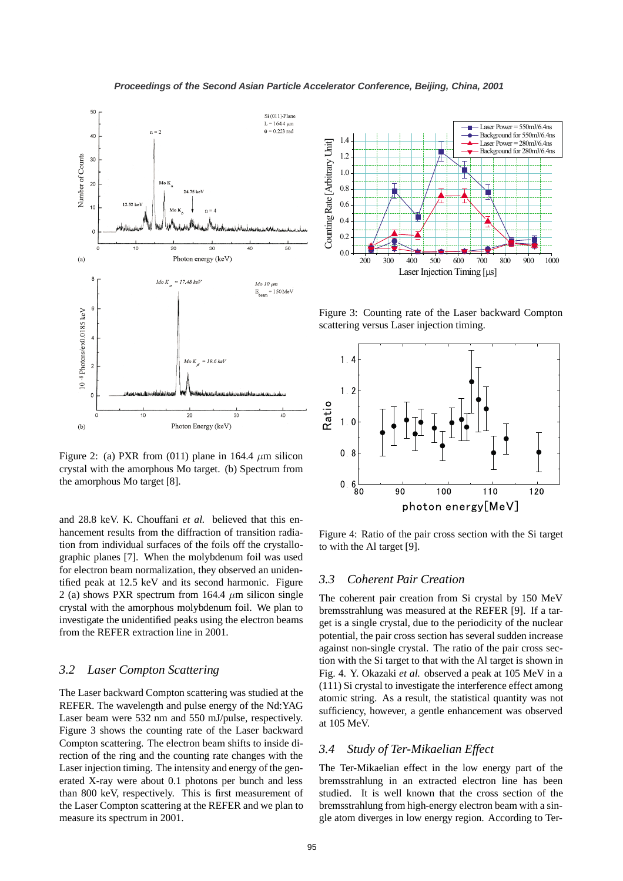Figure 2: (a) PXR from (011) plane in 164.4 $\mu$m silicon crystal with the amorphous Mo target. (b) Spectrum from the amorphous Mo target [8].

and 28.8 keV. K. Chouffani *et al.* believed that this enhancement results from the diffraction of transition radiation from individual surfaces of the foils off the crystallographic planes [7]. When the molybdenum foil was used for electron beam normalization, they observed an unidentified peak at 12.5 keV and its second harmonic. Figure 2 (a) shows PXR spectrum from 164.4 $\mu$m silicon single crystal with the amorphous molybdenum foil. We plan to investigate the unidentified peaks using the electron beams from the REFER extraction line in 2001.

### 3.2 Laser Compton Scattering

The Laser backward Compton scattering was studied at the REFER. The wavelength and pulse energy of the Nd:YAG Laser beam were 532 nm and 550 mJ/pulse, respectively. Figure 3 shows the counting rate of the Laser backward Compton scattering. The electron beam shifts to inside direction of the ring and the counting rate changes with the Laser injection timing. The intensity and energy of the generated X-ray were about 0.1 photons per bunch and less than 800 keV, respectively. This is first measurement of the Laser Compton scattering at the REFER and we plan to measure its spectrum in 2001.

Figure 3: Counting rate of the Laser backward Compton scattering versus Laser injection timing.

Figure 4: Ratio of the pair cross section with the Si target to with the Al target [9].

### 3.3 Coherent Pair Creation

The coherent pair creation from Si crystal by 150 MeV bremsstrahlung was measured at the REFER [9]. If a target is a single crystal, due to the periodicity of the nuclear potential, the pair cross section has several sudden increase against non-single crystal. The ratio of the pair cross section with the Si target to that with the Al target is shown in Fig. 4. Y. Okazaki *et al.* observed a peak at 105 MeV in a (111) Si crystal to investigate the interference effect among atomic string. As a result, the statistical quantity was not sufficiency, however, a gentle enhancement was observed at 105 MeV.

### 3.4 Study of Ter-Mikaelian Effect

The Ter-Mikaelian effect in the low energy part of the bremsstrahlung in an extracted electron line has been studied. It is well known that the cross section of the bremsstrahlung from high-energy electron beam with a single atom diverges in low energy region. According to Ter-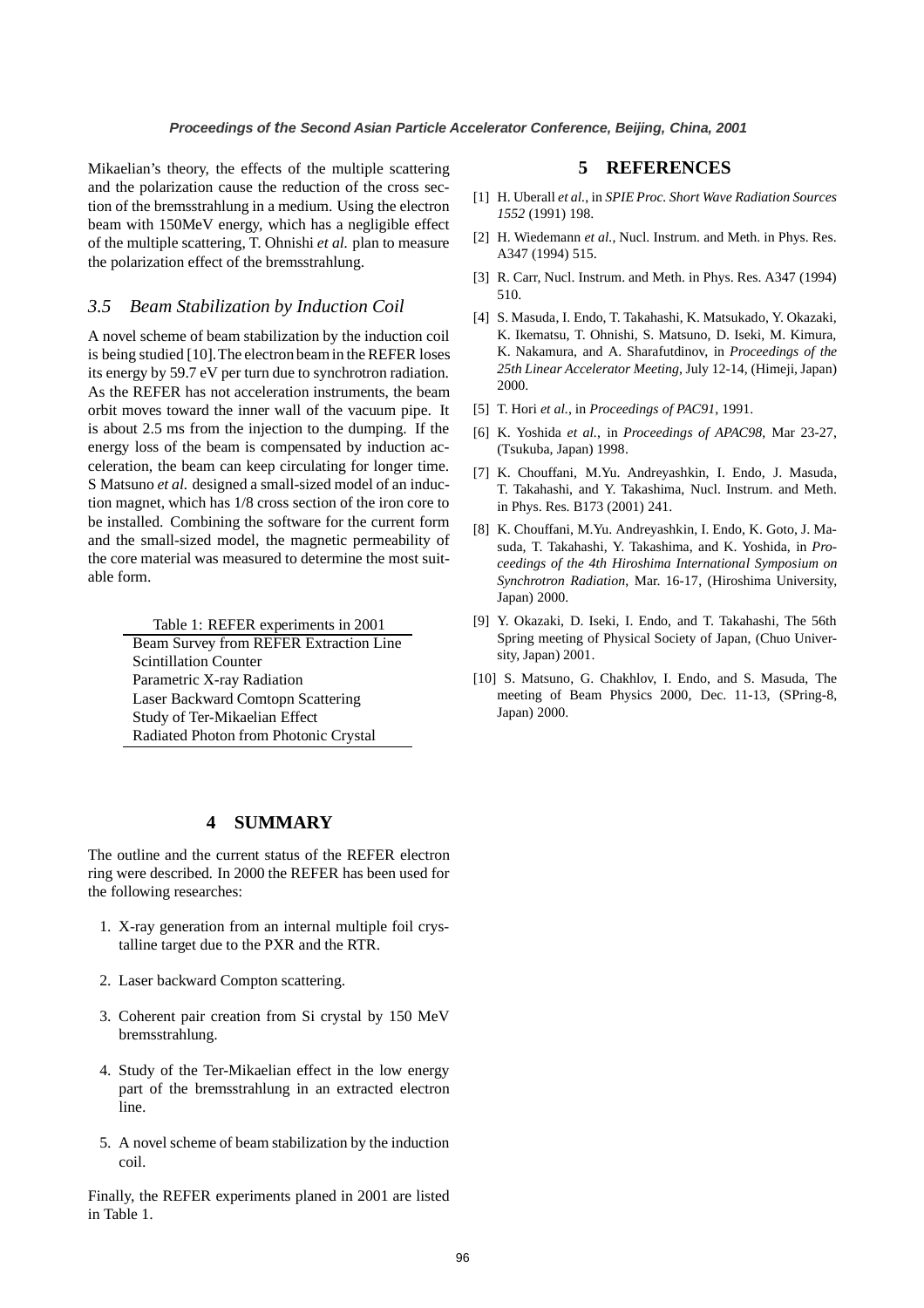Mikaelian's theory, the effects of the multiple scattering and the polarization cause the reduction of the cross section of the bremsstrahlung in a medium. Using the electron beam with 150MeV energy, which has a negligible effect of the multiple scattering, T. Ohnishi *et al.* plan to measure the polarization effect of the bremsstrahlung.

### *3.5 Beam Stabilization by Induction Coil*

A novel scheme of beam stabilization by the induction coil is being studied [10]. The electron beam in the REFER loses its energy by 59.7 eV per turn due to synchrotron radiation. As the REFER has not acceleration instruments, the beam orbit moves toward the inner wall of the vacuum pipe. It is about 2.5 ms from the injection to the dumping. If the energy loss of the beam is compensated by induction acceleration, the beam can keep circulating for longer time. S Matsuno *et al.* designed a small-sized model of an induction magnet, which has 1/8 cross section of the iron core to be installed. Combining the software for the current form and the small-sized model, the magnetic permeability of the core material was measured to determine the most suitable form.

Table 1: REFER experiments in 2001

| |
|---|
| Beam Survey from REFER Extraction Line |
| Scintillation Counter |
| Parametric X-ray Radiation |
| Laser Backward Comtopn Scattering |
| Study of Ter-Mikaelian Effect |
| Radiated Photon from Photonic Crystal |

## 4 SUMMARY

The outline and the current status of the REFER electron ring were described. In 2000 the REFER has been used for the following researches:

1. X-ray generation from an internal multiple foil crystalline target due to the PXR and the RTR.
2. Laser backward Compton scattering.
3. Coherent pair creation from Si crystal by 150 MeV bremsstrahlung.
4. Study of the Ter-Mikaelian effect in the low energy part of the bremsstrahlung in an extracted electron line.
5. A novel scheme of beam stabilization by the induction coil.

Finally, the REFER experiments planed in 2001 are listed in Table 1.

## 5 REFERENCES

[1] H. Uberall *et al.*, in *SPIE Proc. Short Wave Radiation Sources 1552* (1991) 198.

[2] H. Wiedemann *et al.*, Nucl. Instrum. and Meth. in Phys. Res. A347 (1994) 515.

[3] R. Carr, Nucl. Instrum. and Meth. in Phys. Res. A347 (1994) 510.

[4] S. Masuda, I. Endo, T. Takahashi, K. Matsukado, Y. Okazaki, K. Ikematsu, T. Ohnishi, S. Matsuno, D. Iseki, M. Kimura, K. Nakamura, and A. Sharafutdinov, in *Proceedings of the 25th Linear Accelerator Meeting*, July 12-14, (Himeji, Japan) 2000.

[5] T. Hori *et al.*, in *Proceedings of PAC91*, 1991.

[6] K. Yoshida *et al.*, in *Proceedings of APAC98*, Mar 23-27, (Tsukuba, Japan) 1998.

[7] K. Chouffani, M.Yu. Andreyashkin, I. Endo, J. Masuda, T. Takahashi, and Y. Takashima, Nucl. Instrum. and Meth. in Phys. Res. B173 (2001) 241.

[8] K. Chouffani, M.Yu. Andreyashkin, I. Endo, K. Goto, J. Masuda, T. Takahashi, Y. Takashima, and K. Yoshida, in *Proceedings of the 4th Hiroshima International Symposium on Synchrotron Radiation*, Mar. 16-17, (Hiroshima University, Japan) 2000.

[9] Y. Okazaki, D. Iseki, I. Endo, and T. Takahashi, The 56th Spring meeting of Physical Society of Japan, (Chuo University, Japan) 2001.

[10] S. Matsuno, G. Chakhlov, I. Endo, and S. Masuda, The meeting of Beam Physics 2000, Dec. 11-13, (SPring-8, Japan) 2000.